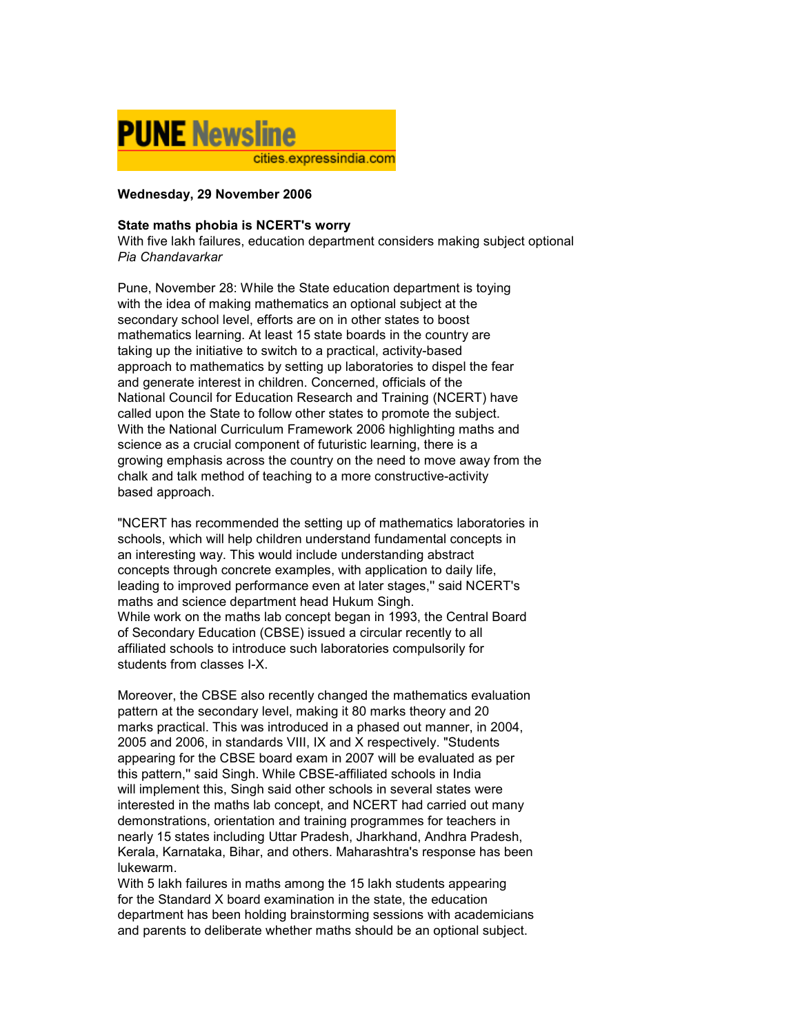**PUNE Newsline**
cities.expressindia.com

**Wednesday, 29 November 2006**

**State maths phobia is NCERT's worry**
With five lakh failures, education department considers making subject optional
*Pia Chandavarkar*

Pune, November 28: While the State education department is toying with the idea of making mathematics an optional subject at the secondary school level, efforts are on in other states to boost mathematics learning. At least 15 state boards in the country are taking up the initiative to switch to a practical, activity-based approach to mathematics by setting up laboratories to dispel the fear and generate interest in children. Concerned, officials of the National Council for Education Research and Training (NCERT) have called upon the State to follow other states to promote the subject. With the National Curriculum Framework 2006 highlighting maths and science as a crucial component of futuristic learning, there is a growing emphasis across the country on the need to move away from the chalk and talk method of teaching to a more constructive-activity based approach.

"NCERT has recommended the setting up of mathematics laboratories in schools, which will help children understand fundamental concepts in an interesting way. This would include understanding abstract concepts through concrete examples, with application to daily life, leading to improved performance even at later stages,'' said NCERT's maths and science department head Hukum Singh.
While work on the maths lab concept began in 1993, the Central Board of Secondary Education (CBSE) issued a circular recently to all affiliated schools to introduce such laboratories compulsorily for students from classes I-X.

Moreover, the CBSE also recently changed the mathematics evaluation pattern at the secondary level, making it 80 marks theory and 20 marks practical. This was introduced in a phased out manner, in 2004, 2005 and 2006, in standards VIII, IX and X respectively. "Students appearing for the CBSE board exam in 2007 will be evaluated as per this pattern,'' said Singh. While CBSE-affiliated schools in India will implement this, Singh said other schools in several states were interested in the maths lab concept, and NCERT had carried out many demonstrations, orientation and training programmes for teachers in nearly 15 states including Uttar Pradesh, Jharkhand, Andhra Pradesh, Kerala, Karnataka, Bihar, and others. Maharashtra's response has been lukewarm.
With 5 lakh failures in maths among the 15 lakh students appearing for the Standard X board examination in the state, the education department has been holding brainstorming sessions with academicians and parents to deliberate whether maths should be an optional subject.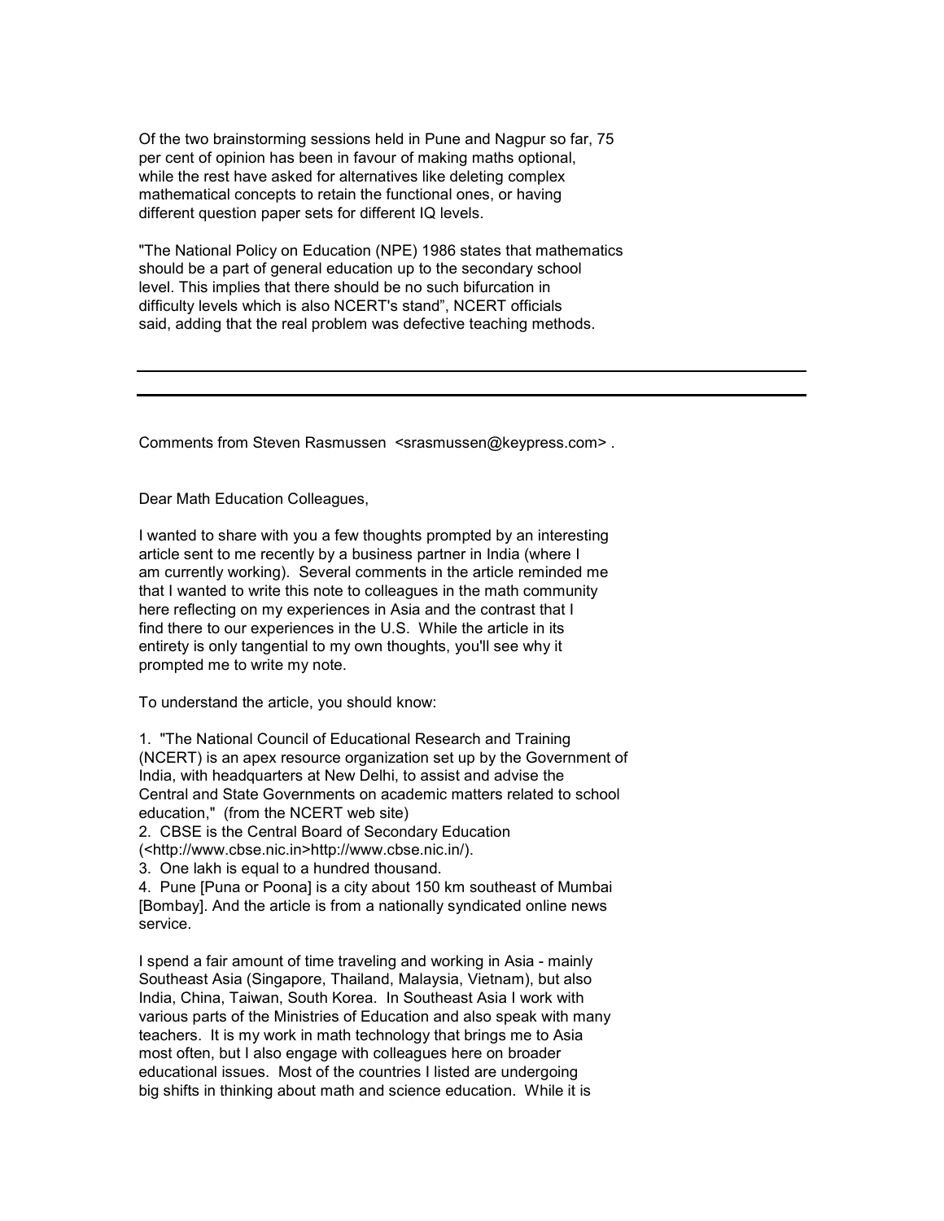Of the two brainstorming sessions held in Pune and Nagpur so far, 75 per cent of opinion has been in favour of making maths optional, while the rest have asked for alternatives like deleting complex mathematical concepts to retain the functional ones, or having different question paper sets for different IQ levels.

"The National Policy on Education (NPE) 1986 states that mathematics should be a part of general education up to the secondary school level. This implies that there should be no such bifurcation in difficulty levels which is also NCERT's stand", NCERT officials said, adding that the real problem was defective teaching methods.

---

---

Comments from Steven Rasmussen <srasmussen@keypress.com> .

Dear Math Education Colleagues,

I wanted to share with you a few thoughts prompted by an interesting article sent to me recently by a business partner in India (where I am currently working). Several comments in the article reminded me that I wanted to write this note to colleagues in the math community here reflecting on my experiences in Asia and the contrast that I find there to our experiences in the U.S. While the article in its entirety is only tangential to my own thoughts, you'll see why it prompted me to write my note.

To understand the article, you should know:

1. "The National Council of Educational Research and Training (NCERT) is an apex resource organization set up by the Government of India, with headquarters at New Delhi, to assist and advise the Central and State Governments on academic matters related to school education," (from the NCERT web site)
2. CBSE is the Central Board of Secondary Education (<http://www.cbse.nic.in>http://www.cbse.nic.in/).
3. One lakh is equal to a hundred thousand.
4. Pune [Puna or Poona] is a city about 150 km southeast of Mumbai [Bombay]. And the article is from a nationally syndicated online news service.

I spend a fair amount of time traveling and working in Asia - mainly Southeast Asia (Singapore, Thailand, Malaysia, Vietnam), but also India, China, Taiwan, South Korea. In Southeast Asia I work with various parts of the Ministries of Education and also speak with many teachers. It is my work in math technology that brings me to Asia most often, but I also engage with colleagues here on broader educational issues. Most of the countries I listed are undergoing big shifts in thinking about math and science education. While it is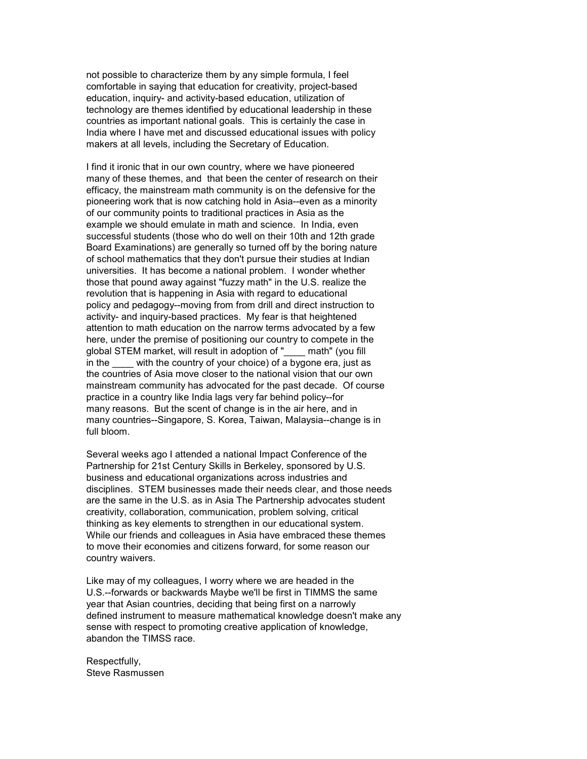not possible to characterize them by any simple formula, I feel comfortable in saying that education for creativity, project-based education, inquiry- and activity-based education, utilization of technology are themes identified by educational leadership in these countries as important national goals. This is certainly the case in India where I have met and discussed educational issues with policy makers at all levels, including the Secretary of Education.

I find it ironic that in our own country, where we have pioneered many of these themes, and that been the center of research on their efficacy, the mainstream math community is on the defensive for the pioneering work that is now catching hold in Asia--even as a minority of our community points to traditional practices in Asia as the example we should emulate in math and science. In India, even successful students (those who do well on their 10th and 12th grade Board Examinations) are generally so turned off by the boring nature of school mathematics that they don't pursue their studies at Indian universities. It has become a national problem. I wonder whether those that pound away against "fuzzy math" in the U.S. realize the revolution that is happening in Asia with regard to educational policy and pedagogy--moving from from drill and direct instruction to activity- and inquiry-based practices. My fear is that heightened attention to math education on the narrow terms advocated by a few here, under the premise of positioning our country to compete in the global STEM market, will result in adoption of "____ math" (you fill in the ____ with the country of your choice) of a bygone era, just as the countries of Asia move closer to the national vision that our own mainstream community has advocated for the past decade. Of course practice in a country like India lags very far behind policy--for many reasons. But the scent of change is in the air here, and in many countries--Singapore, S. Korea, Taiwan, Malaysia--change is in full bloom.

Several weeks ago I attended a national Impact Conference of the Partnership for 21st Century Skills in Berkeley, sponsored by U.S. business and educational organizations across industries and disciplines. STEM businesses made their needs clear, and those needs are the same in the U.S. as in Asia The Partnership advocates student creativity, collaboration, communication, problem solving, critical thinking as key elements to strengthen in our educational system. While our friends and colleagues in Asia have embraced these themes to move their economies and citizens forward, for some reason our country waivers.

Like may of my colleagues, I worry where we are headed in the U.S.--forwards or backwards Maybe we'll be first in TIMMS the same year that Asian countries, deciding that being first on a narrowly defined instrument to measure mathematical knowledge doesn't make any sense with respect to promoting creative application of knowledge, abandon the TIMSS race.

Respectfully,
Steve Rasmussen